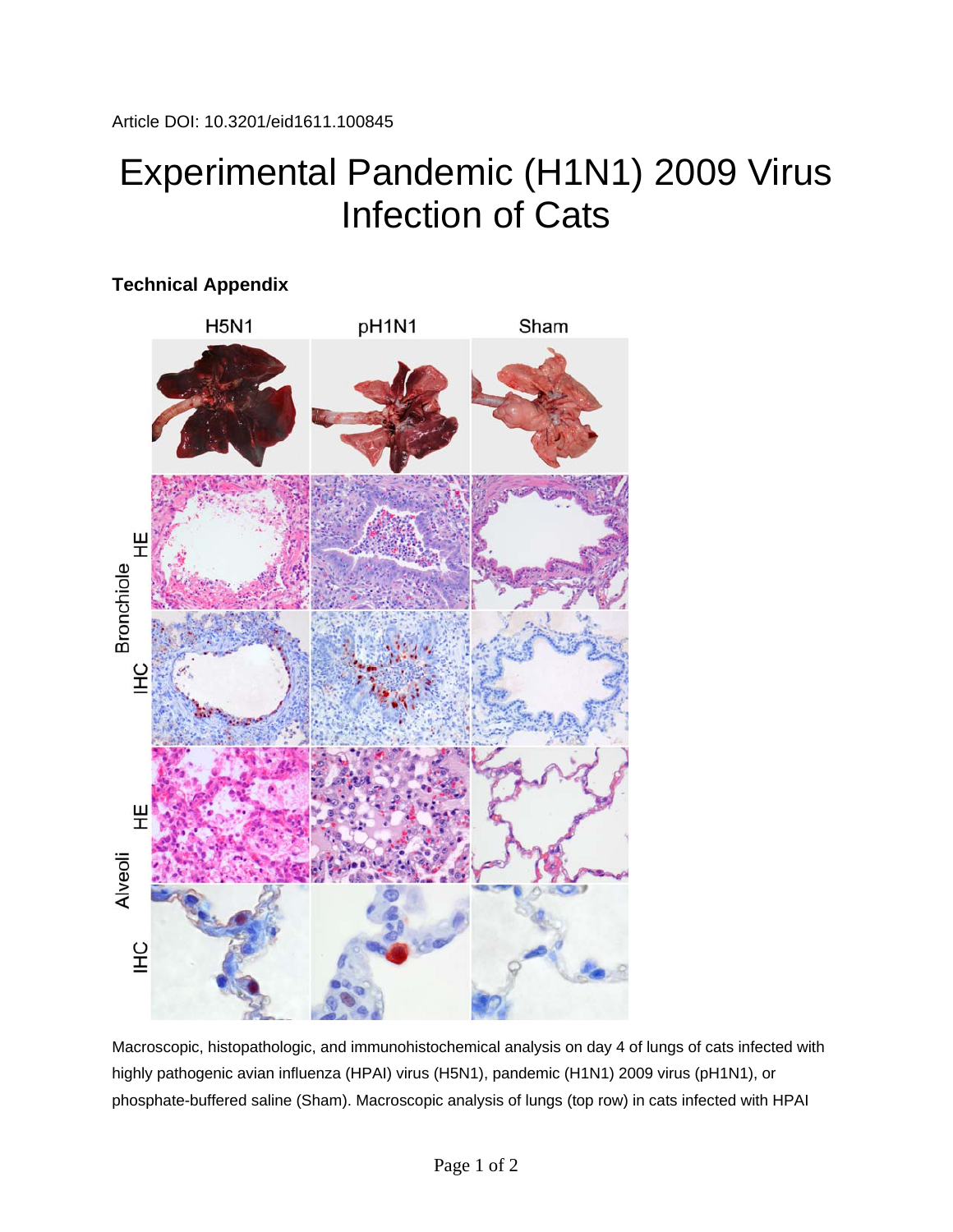Article DOI: 10.3201/eid1611.100845

# Experimental Pandemic (H1N1) 2009 Virus Infection of Cats

## Technical Appendix

Macroscopic, histopathologic, and immunohistochemical analysis on day 4 of lungs of cats infected with highly pathogenic avian influenza (HPAI) virus (H5N1), pandemic (H1N1) 2009 virus (pH1N1), or phosphate-buffered saline (Sham). Macroscopic analysis of lungs (top row) in cats infected with HPAI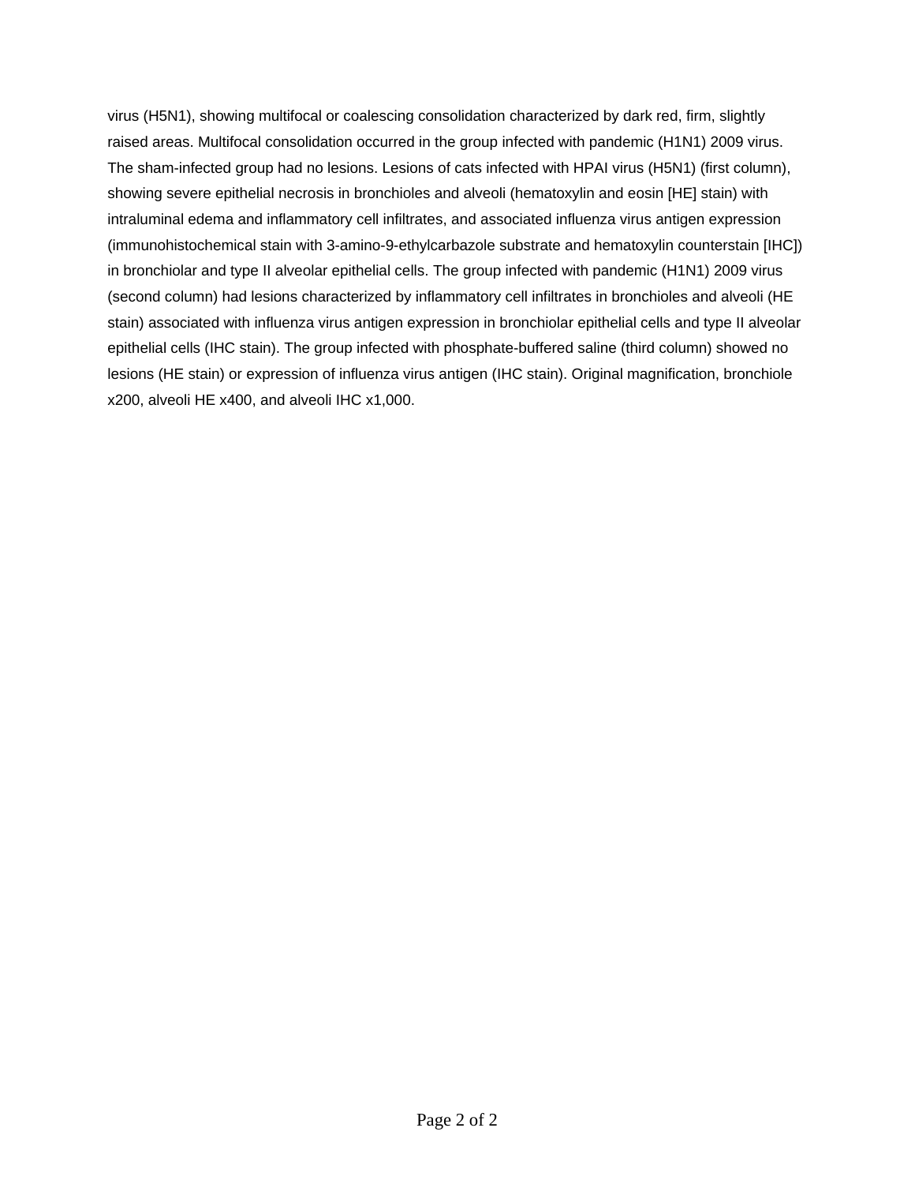virus (H5N1), showing multifocal or coalescing consolidation characterized by dark red, firm, slightly raised areas. Multifocal consolidation occurred in the group infected with pandemic (H1N1) 2009 virus. The sham-infected group had no lesions. Lesions of cats infected with HPAI virus (H5N1) (first column), showing severe epithelial necrosis in bronchioles and alveoli (hematoxylin and eosin [HE] stain) with intraluminal edema and inflammatory cell infiltrates, and associated influenza virus antigen expression (immunohistochemical stain with 3-amino-9-ethylcarbazole substrate and hematoxylin counterstain [IHC]) in bronchiolar and type II alveolar epithelial cells. The group infected with pandemic (H1N1) 2009 virus (second column) had lesions characterized by inflammatory cell infiltrates in bronchioles and alveoli (HE stain) associated with influenza virus antigen expression in bronchiolar epithelial cells and type II alveolar epithelial cells (IHC stain). The group infected with phosphate-buffered saline (third column) showed no lesions (HE stain) or expression of influenza virus antigen (IHC stain). Original magnification, bronchiole x200, alveoli HE x400, and alveoli IHC x1,000.